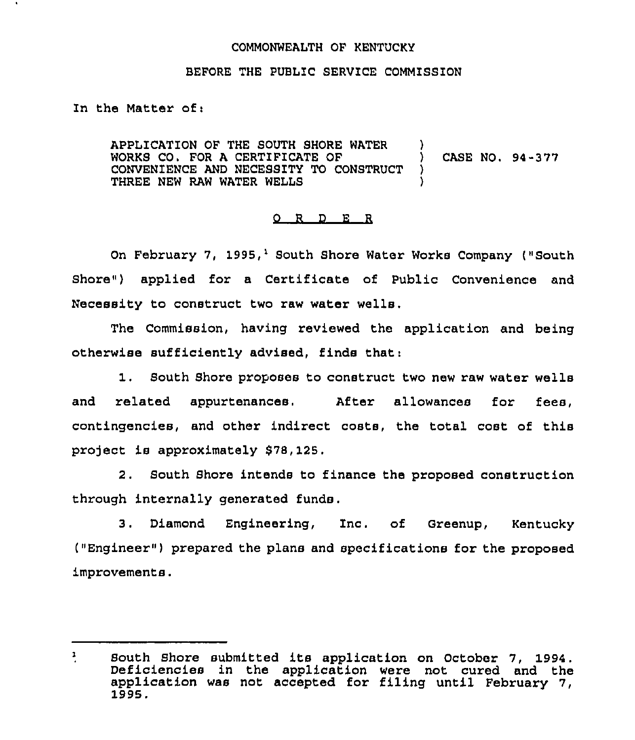COMMONWEALTH OF KENTUCKY

BEFORE THE PUBLIC SERVICE COMMISSION

In the Matter of:

APPLICATION OF THE SOUTH SHORE WATER WORKS CO. FOR A CERTIFICATE OF CONVENIENCE AND NECESSITY TO CONSTRUCT THREE NEW RAW WATER WELLS ) CASE NO. 94-377

# O R D E R

On February 7, 1995,[1] South Shore Water Works Company ("South Shore") applied for a Certificate of Public Convenience and Necessity to construct two raw water wells.

The Commission, having reviewed the application and being otherwise sufficiently advised, finds that:

1. South Shore proposes to construct two new raw water wells and related appurtenances. After allowances for fees, contingencies, and other indirect costs, the total cost of this project is approximately $78,125.

2. South Shore intends to finance the proposed construction through internally generated funds.

3. Diamond Engineering, Inc. of Greenup, Kentucky ("Engineer") prepared the plans and specifications for the proposed improvements.

---

[1] South Shore submitted its application on October 7, 1994. Deficiencies in the application were not cured and the application was not accepted for filing until February 7, 1995.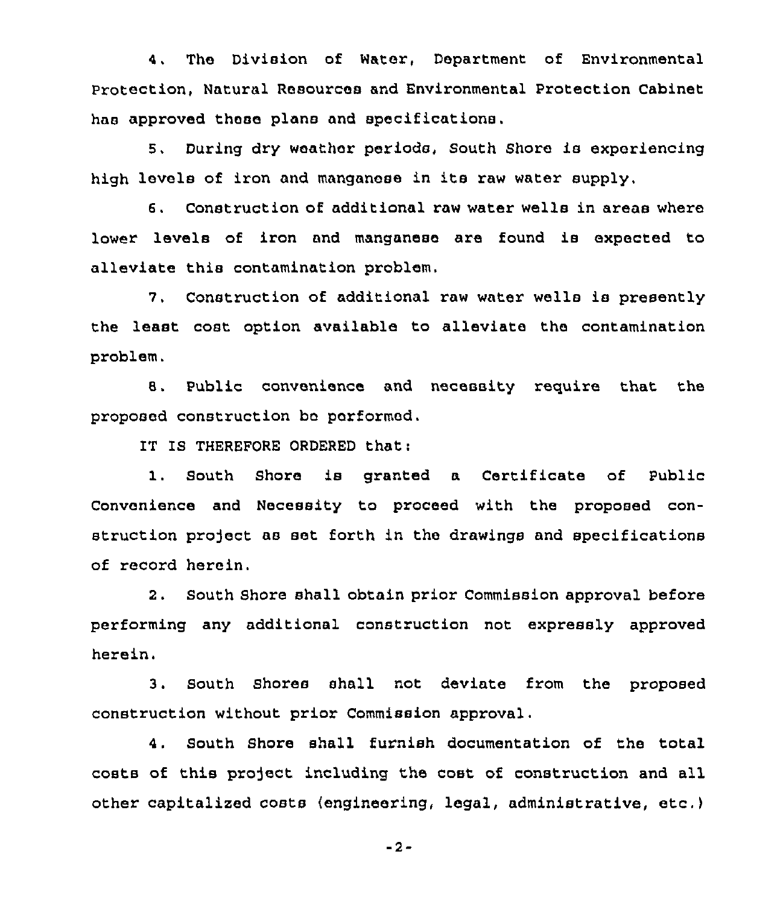4. The Division of Water, Department of Environmental Protection, Natural Resources and Environmental Protection Cabinet has approved these plans and specifications.

5. During dry weather periods, South Shore is experiencing high levels of iron and manganese in its raw water supply.

6. Construction of additional raw water wells in areas where lower levels of iron and manganese are found is expected to alleviate this contamination problem.

7. Construction of additional raw water wells is presently the least cost option available to alleviate the contamination problem.

8. Public convenience and necessity require that the proposed construction be performed.

IT IS THEREFORE ORDERED that:

1. South Shore is granted a Certificate of Public Convenience and Necessity to proceed with the proposed construction project as set forth in the drawings and specifications of record herein.

2. South Shore shall obtain prior Commission approval before performing any additional construction not expressly approved herein.

3. South Shores shall not deviate from the proposed construction without prior Commission approval.

4. South Shore shall furnish documentation of the total costs of this project including the cost of construction and all other capitalized costs (engineering, legal, administrative, etc.)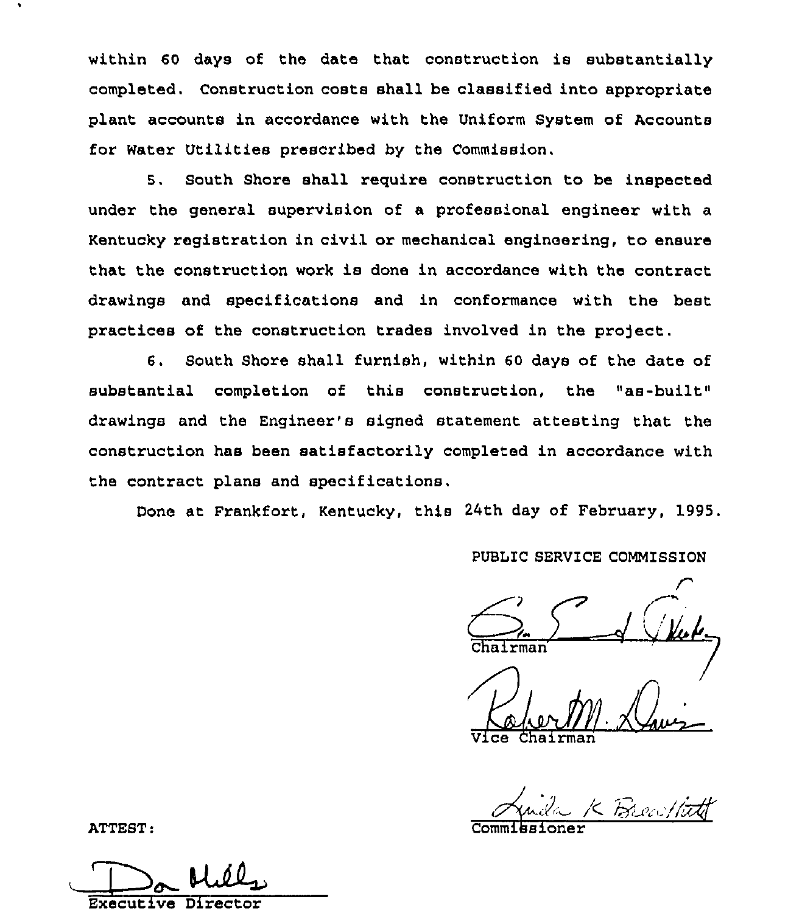within 60 days of the date that construction is substantially completed. Construction costs shall be classified into appropriate plant accounts in accordance with the Uniform System of Accounts for Water Utilities prescribed by the Commission.

5. South Shore shall require construction to be inspected under the general supervision of a professional engineer with a Kentucky registration in civil or mechanical engineering, to ensure that the construction work is done in accordance with the contract drawings and specifications and in conformance with the best practices of the construction trades involved in the project.

6. South Shore shall furnish, within 60 days of the date of substantial completion of this construction, the "as-built" drawings and the Engineer's signed statement attesting that the construction has been satisfactorily completed in accordance with the contract plans and specifications.

Done at Frankfort, Kentucky, this 24th day of February, 1995.

PUBLIC SERVICE COMMISSION

Chairman

Vice Chairman

Commissioner

ATTEST:

Executive Director